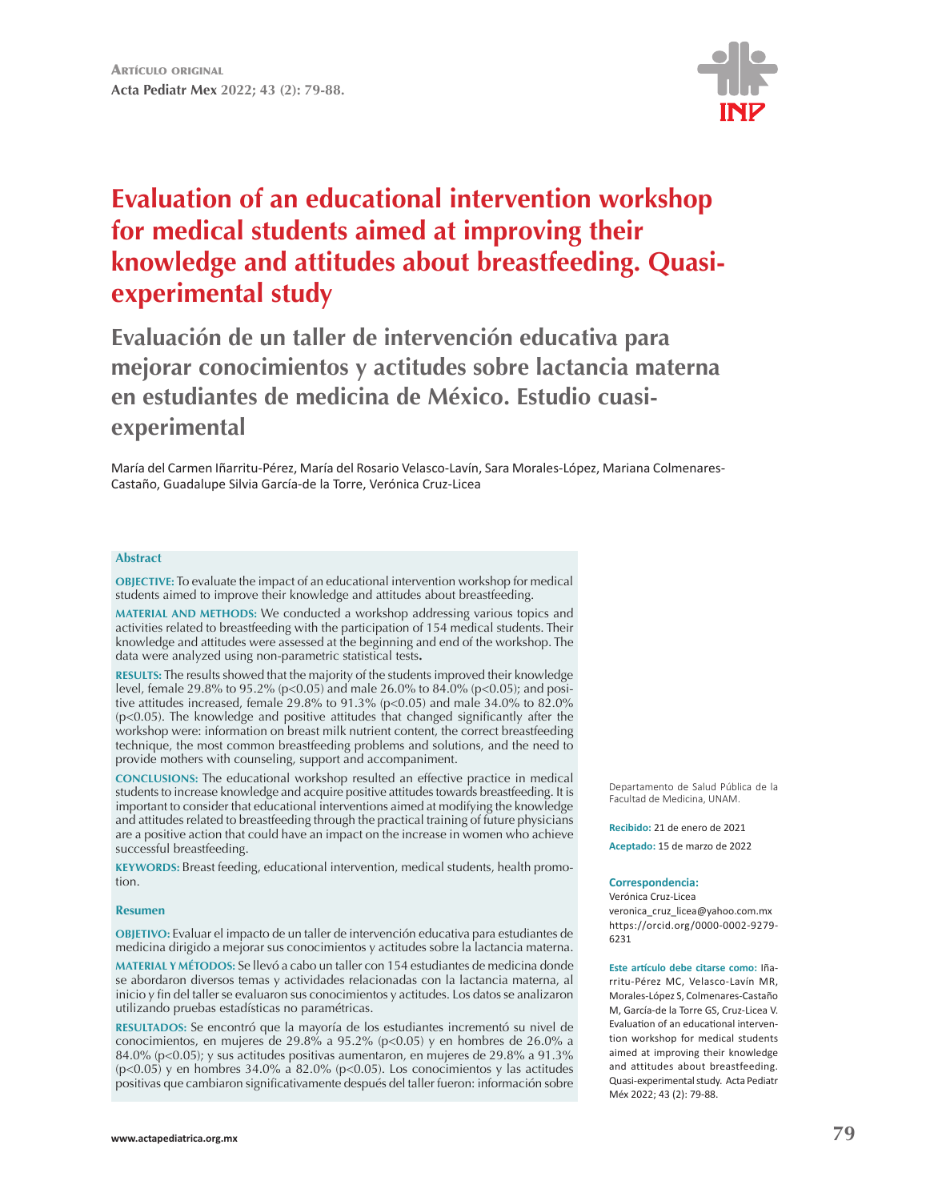Artículo original

# Evaluation of an educational intervention workshop for medical students aimed at improving their knowledge and attitudes about breastfeeding. Quasi-experimental study

## Evaluación de un taller de intervención educativa para mejorar conocimientos y actitudes sobre lactancia materna en estudiantes de medicina de México. Estudio cuasi-experimental

María del Carmen Iñarritu-Pérez, María del Rosario Velasco-Lavín, Sara Morales-López, Mariana Colmenares-Castaño, Guadalupe Silvia García-de la Torre, Verónica Cruz-Licea

### Abstract

**OBJECTIVE:** To evaluate the impact of an educational intervention workshop for medical students aimed to improve their knowledge and attitudes about breastfeeding.

**MATERIAL AND METHODS:** We conducted a workshop addressing various topics and activities related to breastfeeding with the participation of 154 medical students. Their knowledge and attitudes were assessed at the beginning and end of the workshop. The data were analyzed using non-parametric statistical tests**.**

**RESULTS:** The results showed that the majority of the students improved their knowledge level, female 29.8% to 95.2% ($p<0.05$) and male 26.0% to 84.0% ($p<0.05$); and positive attitudes increased, female 29.8% to 91.3% ($p<0.05$) and male 34.0% to 82.0% ($p<0.05$). The knowledge and positive attitudes that changed significantly after the workshop were: information on breast milk nutrient content, the correct breastfeeding technique, the most common breastfeeding problems and solutions, and the need to provide mothers with counseling, support and accompaniment.

**CONCLUSIONS:** The educational workshop resulted an effective practice in medical students to increase knowledge and acquire positive attitudes towards breastfeeding. It is important to consider that educational interventions aimed at modifying the knowledge and attitudes related to breastfeeding through the practical training of future physicians are a positive action that could have an impact on the increase in women who achieve successful breastfeeding.

**KEYWORDS:** Breast feeding, educational intervention, medical students, health promotion.

### Resumen

**OBJETIVO:** Evaluar el impacto de un taller de intervención educativa para estudiantes de medicina dirigido a mejorar sus conocimientos y actitudes sobre la lactancia materna.

**MATERIAL Y MÉTODOS:** Se llevó a cabo un taller con 154 estudiantes de medicina donde se abordaron diversos temas y actividades relacionadas con la lactancia materna, al inicio y fin del taller se evaluaron sus conocimientos y actitudes. Los datos se analizaron utilizando pruebas estadísticas no paramétricas.

**RESULTADOS:** Se encontró que la mayoría de los estudiantes incrementó su nivel de conocimientos, en mujeres de 29.8% a 95.2% ($p<0.05$) y en hombres de 26.0% a 84.0% ($p<0.05$); y sus actitudes positivas aumentaron, en mujeres de 29.8% a 91.3% ($p<0.05$) y en hombres 34.0% a 82.0% ($p<0.05$). Los conocimientos y las actitudes positivas que cambiaron significativamente después del taller fueron: información sobre

Departamento de Salud Pública de la Facultad de Medicina, UNAM.

**Recibido:** 21 de enero de 2021

**Aceptado:** 15 de marzo de 2022

**Correspondencia:**
Verónica Cruz-Licea
veronica_cruz_licea@yahoo.com.mx
https://orcid.org/0000-0002-9279-6231

**Este artículo debe citarse como:** Iñarritu-Pérez MC, Velasco-Lavín MR, Morales-López S, Colmenares-Castaño M, García-de la Torre GS, Cruz-Licea V. Evaluation of an educational intervention workshop for medical students aimed at improving their knowledge and attitudes about breastfeeding. Quasi-experimental study. Acta Pediatr Méx 2022; 43 (2): 79-88.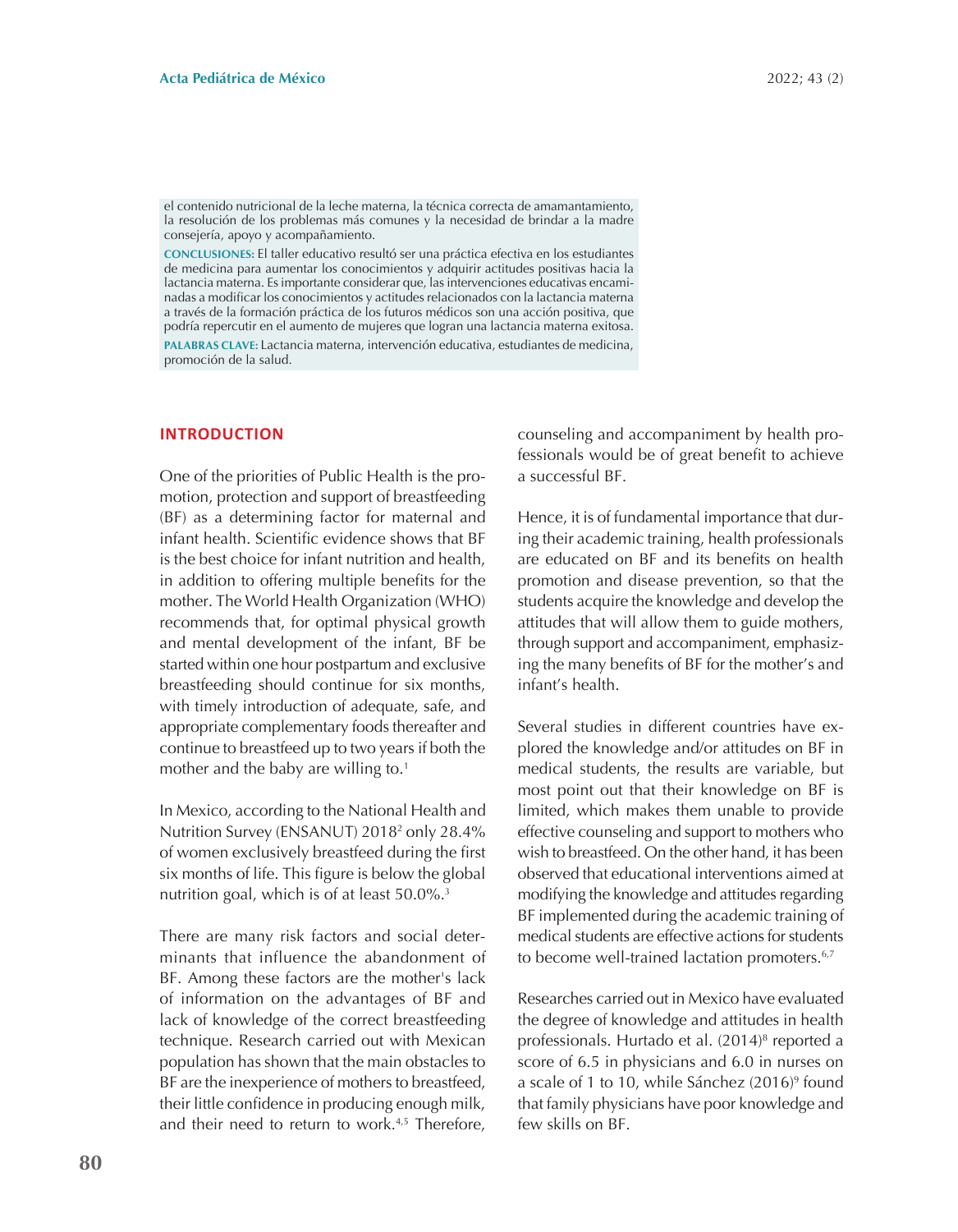el contenido nutricional de la leche materna, la técnica correcta de amamantamiento, la resolución de los problemas más comunes y la necesidad de brindar a la madre consejería, apoyo y acompañamiento.

**CONCLUSIONES:** El taller educativo resultó ser una práctica efectiva en los estudiantes de medicina para aumentar los conocimientos y adquirir actitudes positivas hacia la lactancia materna. Es importante considerar que, las intervenciones educativas encaminadas a modificar los conocimientos y actitudes relacionados con la lactancia materna a través de la formación práctica de los futuros médicos son una acción positiva, que podría repercutir en el aumento de mujeres que logran una lactancia materna exitosa.

**PALABRAS CLAVE:** Lactancia materna, intervención educativa, estudiantes de medicina, promoción de la salud.

## INTRODUCTION

One of the priorities of Public Health is the promotion, protection and support of breastfeeding (BF) as a determining factor for maternal and infant health. Scientific evidence shows that BF is the best choice for infant nutrition and health, in addition to offering multiple benefits for the mother. The World Health Organization (WHO) recommends that, for optimal physical growth and mental development of the infant, BF be started within one hour postpartum and exclusive breastfeeding should continue for six months, with timely introduction of adequate, safe, and appropriate complementary foods thereafter and continue to breastfeed up to two years if both the mother and the baby are willing to.[1]

In Mexico, according to the National Health and Nutrition Survey (ENSANUT) 2018[2] only 28.4% of women exclusively breastfeed during the first six months of life. This figure is below the global nutrition goal, which is of at least 50.0%.[3]

There are many risk factors and social determinants that influence the abandonment of BF. Among these factors are the mother's lack of information on the advantages of BF and lack of knowledge of the correct breastfeeding technique. Research carried out with Mexican population has shown that the main obstacles to BF are the inexperience of mothers to breastfeed, their little confidence in producing enough milk, and their need to return to work.[4,5] Therefore, counseling and accompaniment by health professionals would be of great benefit to achieve a successful BF.

Hence, it is of fundamental importance that during their academic training, health professionals are educated on BF and its benefits on health promotion and disease prevention, so that the students acquire the knowledge and develop the attitudes that will allow them to guide mothers, through support and accompaniment, emphasizing the many benefits of BF for the mother's and infant's health.

Several studies in different countries have explored the knowledge and/or attitudes on BF in medical students, the results are variable, but most point out that their knowledge on BF is limited, which makes them unable to provide effective counseling and support to mothers who wish to breastfeed. On the other hand, it has been observed that educational interventions aimed at modifying the knowledge and attitudes regarding BF implemented during the academic training of medical students are effective actions for students to become well-trained lactation promoters.[6,7]

Researches carried out in Mexico have evaluated the degree of knowledge and attitudes in health professionals. Hurtado et al. (2014)[8] reported a score of 6.5 in physicians and 6.0 in nurses on a scale of 1 to 10, while Sánchez (2016)[9] found that family physicians have poor knowledge and few skills on BF.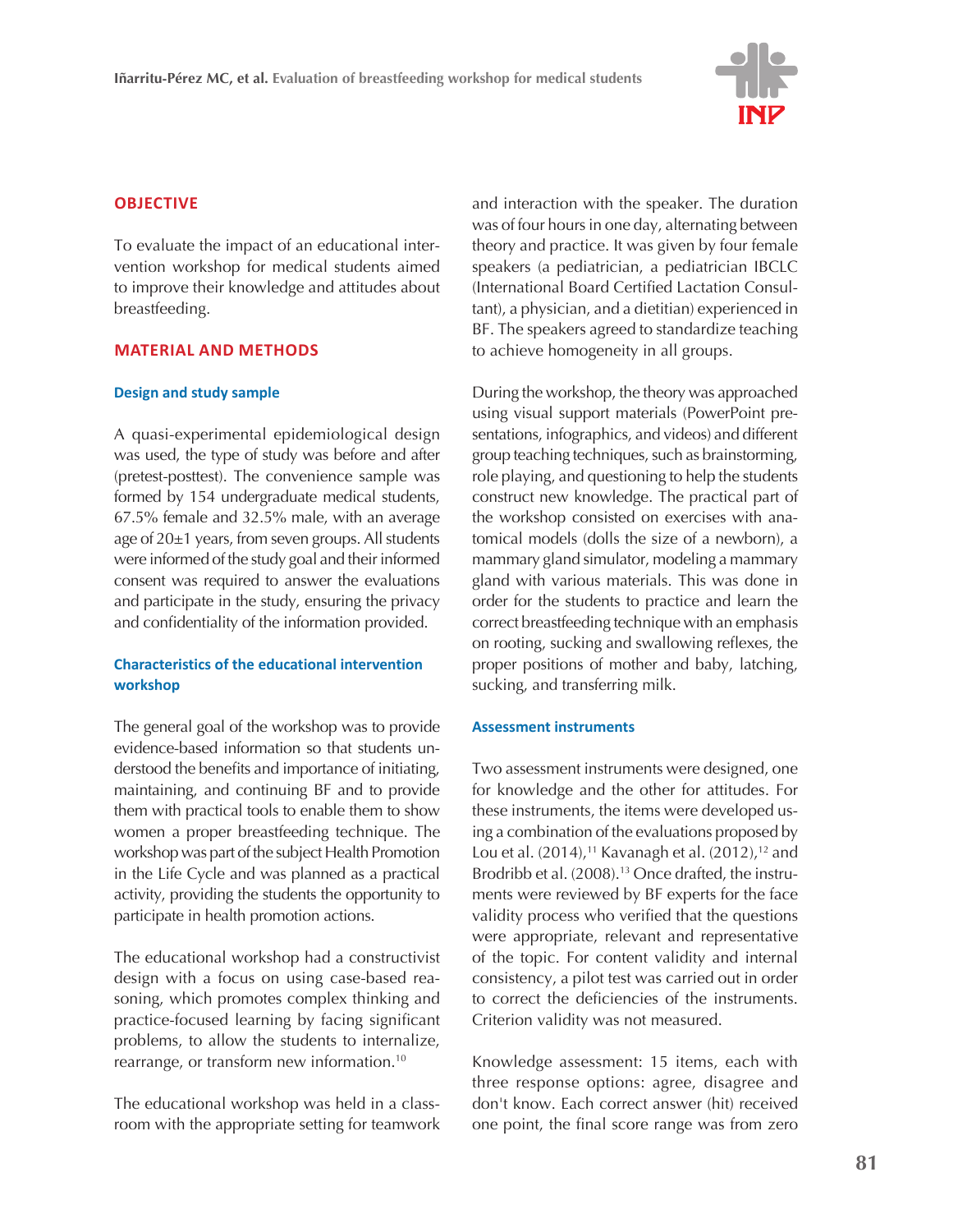## OBJECTIVE

To evaluate the impact of an educational intervention workshop for medical students aimed to improve their knowledge and attitudes about breastfeeding.

## MATERIAL AND METHODS

### Design and study sample

A quasi-experimental epidemiological design was used, the type of study was before and after (pretest-posttest). The convenience sample was formed by 154 undergraduate medical students, 67.5% female and 32.5% male, with an average age of 20±1 years, from seven groups. All students were informed of the study goal and their informed consent was required to answer the evaluations and participate in the study, ensuring the privacy and confidentiality of the information provided.

### Characteristics of the educational intervention workshop

The general goal of the workshop was to provide evidence-based information so that students understood the benefits and importance of initiating, maintaining, and continuing BF and to provide them with practical tools to enable them to show women a proper breastfeeding technique. The workshop was part of the subject Health Promotion in the Life Cycle and was planned as a practical activity, providing the students the opportunity to participate in health promotion actions.

The educational workshop had a constructivist design with a focus on using case-based reasoning, which promotes complex thinking and practice-focused learning by facing significant problems, to allow the students to internalize, rearrange, or transform new information.[10]

The educational workshop was held in a classroom with the appropriate setting for teamwork and interaction with the speaker. The duration was of four hours in one day, alternating between theory and practice. It was given by four female speakers (a pediatrician, a pediatrician IBCLC (International Board Certified Lactation Consultant), a physician, and a dietitian) experienced in BF. The speakers agreed to standardize teaching to achieve homogeneity in all groups.

During the workshop, the theory was approached using visual support materials (PowerPoint presentations, infographics, and videos) and different group teaching techniques, such as brainstorming, role playing, and questioning to help the students construct new knowledge. The practical part of the workshop consisted on exercises with anatomical models (dolls the size of a newborn), a mammary gland simulator, modeling a mammary gland with various materials. This was done in order for the students to practice and learn the correct breastfeeding technique with an emphasis on rooting, sucking and swallowing reflexes, the proper positions of mother and baby, latching, sucking, and transferring milk.

### Assessment instruments

Two assessment instruments were designed, one for knowledge and the other for attitudes. For these instruments, the items were developed using a combination of the evaluations proposed by Lou et al. (2014),[11] Kavanagh et al. (2012),[12] and Brodribb et al. (2008).[13] Once drafted, the instruments were reviewed by BF experts for the face validity process who verified that the questions were appropriate, relevant and representative of the topic. For content validity and internal consistency, a pilot test was carried out in order to correct the deficiencies of the instruments. Criterion validity was not measured.

Knowledge assessment: 15 items, each with three response options: agree, disagree and don't know. Each correct answer (hit) received one point, the final score range was from zero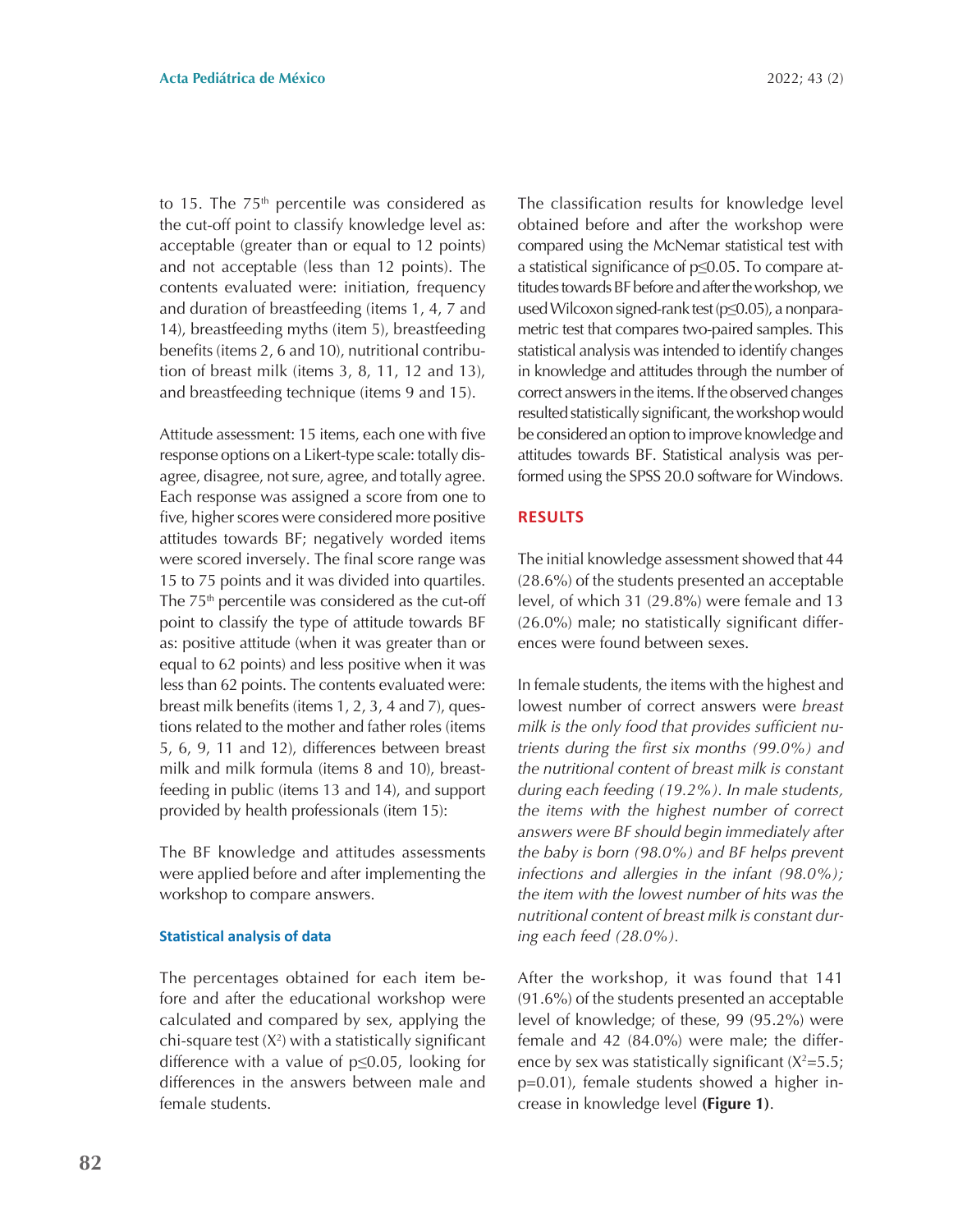to 15. The 75th percentile was considered as the cut-off point to classify knowledge level as: acceptable (greater than or equal to 12 points) and not acceptable (less than 12 points). The contents evaluated were: initiation, frequency and duration of breastfeeding (items 1, 4, 7 and 14), breastfeeding myths (item 5), breastfeeding benefits (items 2, 6 and 10), nutritional contribution of breast milk (items 3, 8, 11, 12 and 13), and breastfeeding technique (items 9 and 15).

Attitude assessment: 15 items, each one with five response options on a Likert-type scale: totally disagree, disagree, not sure, agree, and totally agree. Each response was assigned a score from one to five, higher scores were considered more positive attitudes towards BF; negatively worded items were scored inversely. The final score range was 15 to 75 points and it was divided into quartiles. The 75th percentile was considered as the cut-off point to classify the type of attitude towards BF as: positive attitude (when it was greater than or equal to 62 points) and less positive when it was less than 62 points. The contents evaluated were: breast milk benefits (items 1, 2, 3, 4 and 7), questions related to the mother and father roles (items 5, 6, 9, 11 and 12), differences between breast milk and milk formula (items 8 and 10), breastfeeding in public (items 13 and 14), and support provided by health professionals (item 15):

The BF knowledge and attitudes assessments were applied before and after implementing the workshop to compare answers.

### Statistical analysis of data

The percentages obtained for each item before and after the educational workshop were calculated and compared by sex, applying the chi-square test ($X^2$) with a statistically significant difference with a value of $p \leq 0.05$, looking for differences in the answers between male and female students.

The classification results for knowledge level obtained before and after the workshop were compared using the McNemar statistical test with a statistical significance of $p \leq 0.05$. To compare attitudes towards BF before and after the workshop, we used Wilcoxon signed-rank test ($p \leq 0.05$), a nonparametric test that compares two-paired samples. This statistical analysis was intended to identify changes in knowledge and attitudes through the number of correct answers in the items. If the observed changes resulted statistically significant, the workshop would be considered an option to improve knowledge and attitudes towards BF. Statistical analysis was performed using the SPSS 20.0 software for Windows.

## RESULTS

The initial knowledge assessment showed that 44 (28.6%) of the students presented an acceptable level, of which 31 (29.8%) were female and 13 (26.0%) male; no statistically significant differences were found between sexes.

In female students, the items with the highest and lowest number of correct answers were *breast milk is the only food that provides sufficient nutrients during the first six months (99.0%) and the nutritional content of breast milk is constant during each feeding (19.2%). In male students, the items with the highest number of correct answers were BF should begin immediately after the baby is born (98.0%) and BF helps prevent infections and allergies in the infant (98.0%); the item with the lowest number of hits was the nutritional content of breast milk is constant during each feed (28.0%).*

After the workshop, it was found that 141 (91.6%) of the students presented an acceptable level of knowledge; of these, 99 (95.2%) were female and 42 (84.0%) were male; the difference by sex was statistically significant ($X^2=5.5$; $p=0.01$), female students showed a higher increase in knowledge level **(Figure 1)**.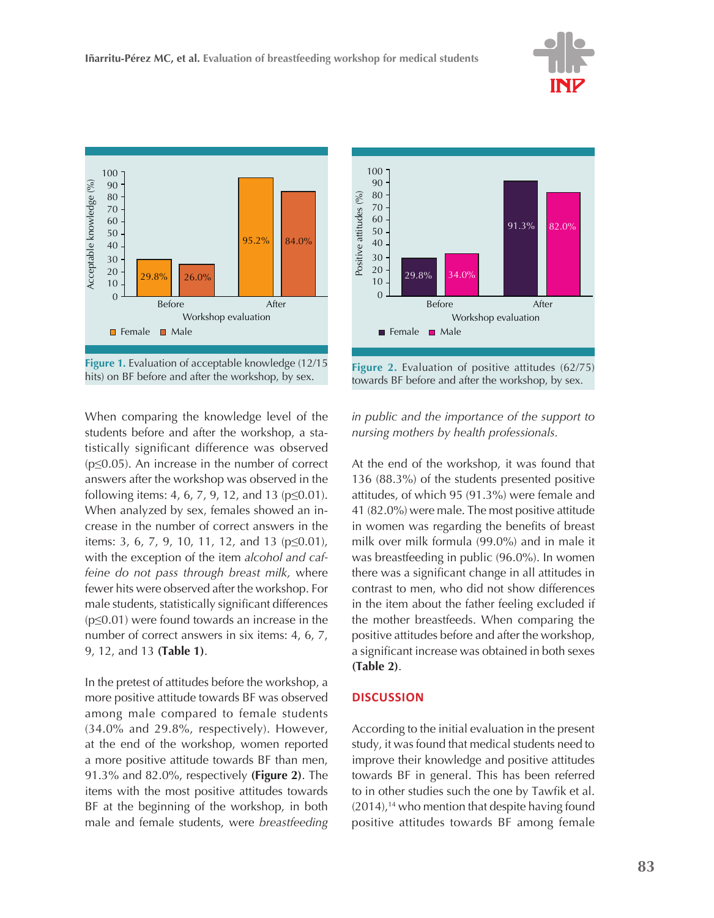Figure 1. Evaluation of acceptable knowledge (12/15 hits) on BF before and after the workshop, by sex.

Figure 2. Evaluation of positive attitudes (62/75) towards BF before and after the workshop, by sex.

When comparing the knowledge level of the students before and after the workshop, a statistically significant difference was observed ($p \leq 0.05$). An increase in the number of correct answers after the workshop was observed in the following items: 4, 6, 7, 9, 12, and 13 ($p \leq 0.01$). When analyzed by sex, females showed an increase in the number of correct answers in the items: 3, 6, 7, 9, 10, 11, 12, and 13 ($p \leq 0.01$), with the exception of the item *alcohol and caffeine do not pass through breast milk,* where fewer hits were observed after the workshop. For male students, statistically significant differences ($p \leq 0.01$) were found towards an increase in the number of correct answers in six items: 4, 6, 7, 9, 12, and 13 **(Table 1)**.

In the pretest of attitudes before the workshop, a more positive attitude towards BF was observed among male compared to female students (34.0% and 29.8%, respectively). However, at the end of the workshop, women reported a more positive attitude towards BF than men, 91.3% and 82.0%, respectively **(Figure 2)**. The items with the most positive attitudes towards BF at the beginning of the workshop, in both male and female students, were *breastfeeding in public and the importance of the support to nursing mothers by health professionals.*

At the end of the workshop, it was found that 136 (88.3%) of the students presented positive attitudes, of which 95 (91.3%) were female and 41 (82.0%) were male. The most positive attitude in women was regarding the benefits of breast milk over milk formula (99.0%) and in male it was breastfeeding in public (96.0%). In women there was a significant change in all attitudes in contrast to men, who did not show differences in the item about the father feeling excluded if the mother breastfeeds. When comparing the positive attitudes before and after the workshop, a significant increase was obtained in both sexes **(Table 2)**.

## DISCUSSION

According to the initial evaluation in the present study, it was found that medical students need to improve their knowledge and positive attitudes towards BF in general. This has been referred to in other studies such the one by Tawfik et al. (2014),[14] who mention that despite having found positive attitudes towards BF among female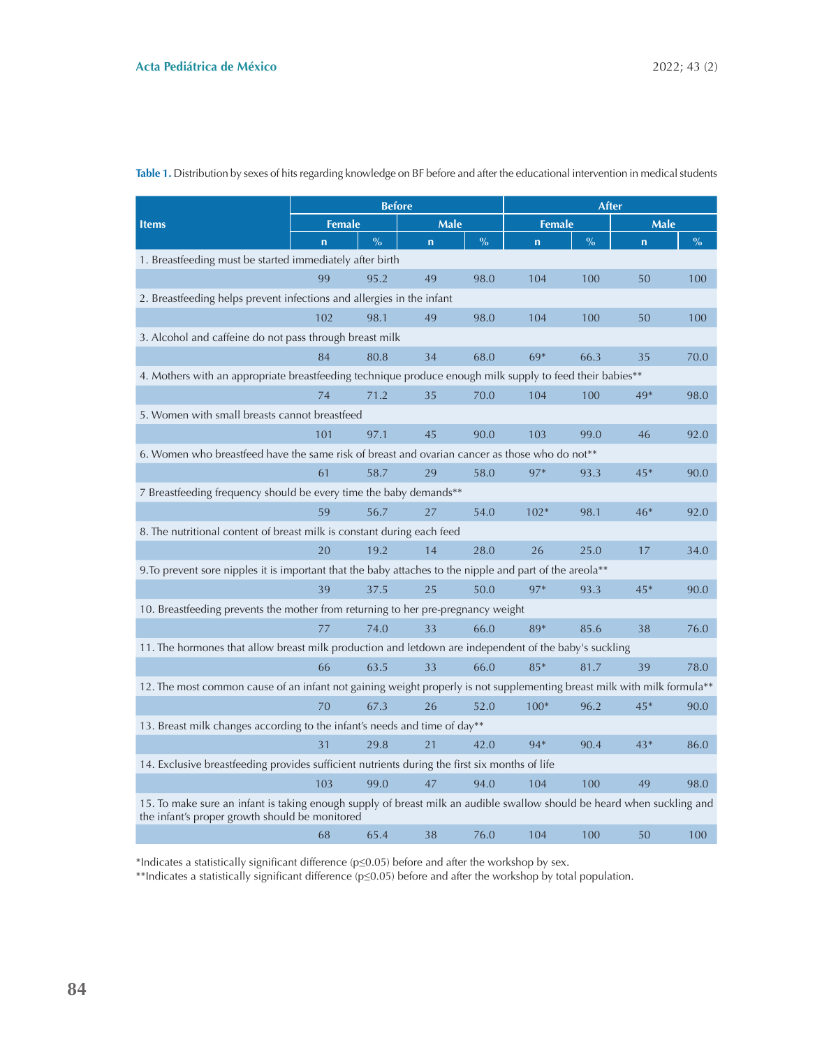**Table 1.** Distribution by sexes of hits regarding knowledge on BF before and after the educational intervention in medical students

| Items | Before | | | | After | | | |
|---|---|---|---|---|---|---|---|---|
| | Female | | Male | | Female | | Male | |
| | n | % | n | % | n | % | n | % |
| 1. Breastfeeding must be started immediately after birth | | | | | | | | |
| | 99 | 95.2 | 49 | 98.0 | 104 | 100 | 50 | 100 |
| 2. Breastfeeding helps prevent infections and allergies in the infant | | | | | | | | |
| | 102 | 98.1 | 49 | 98.0 | 104 | 100 | 50 | 100 |
| 3. Alcohol and caffeine do not pass through breast milk | | | | | | | | |
| | 84 | 80.8 | 34 | 68.0 | 69* | 66.3 | 35 | 70.0 |
| 4. Mothers with an appropriate breastfeeding technique produce enough milk supply to feed their babies** | | | | | | | | |
| | 74 | 71.2 | 35 | 70.0 | 104 | 100 | 49* | 98.0 |
| 5. Women with small breasts cannot breastfeed | | | | | | | | |
| | 101 | 97.1 | 45 | 90.0 | 103 | 99.0 | 46 | 92.0 |
| 6. Women who breastfeed have the same risk of breast and ovarian cancer as those who do not** | | | | | | | | |
| | 61 | 58.7 | 29 | 58.0 | 97* | 93.3 | 45* | 90.0 |
| 7 Breastfeeding frequency should be every time the baby demands** | | | | | | | | |
| | 59 | 56.7 | 27 | 54.0 | 102* | 98.1 | 46* | 92.0 |
| 8. The nutritional content of breast milk is constant during each feed | | | | | | | | |
| | 20 | 19.2 | 14 | 28.0 | 26 | 25.0 | 17 | 34.0 |
| 9.To prevent sore nipples it is important that the baby attaches to the nipple and part of the areola** | | | | | | | | |
| | 39 | 37.5 | 25 | 50.0 | 97* | 93.3 | 45* | 90.0 |
| 10. Breastfeeding prevents the mother from returning to her pre-pregnancy weight | | | | | | | | |
| | 77 | 74.0 | 33 | 66.0 | 89* | 85.6 | 38 | 76.0 |
| 11. The hormones that allow breast milk production and letdown are independent of the baby's suckling | | | | | | | | |
| | 66 | 63.5 | 33 | 66.0 | 85* | 81.7 | 39 | 78.0 |
| 12. The most common cause of an infant not gaining weight properly is not supplementing breast milk with milk formula** | | | | | | | | |
| | 70 | 67.3 | 26 | 52.0 | 100* | 96.2 | 45* | 90.0 |
| 13. Breast milk changes according to the infant's needs and time of day** | | | | | | | | |
| | 31 | 29.8 | 21 | 42.0 | 94* | 90.4 | 43* | 86.0 |
| 14. Exclusive breastfeeding provides sufficient nutrients during the first six months of life | | | | | | | | |
| | 103 | 99.0 | 47 | 94.0 | 104 | 100 | 49 | 98.0 |
| 15. To make sure an infant is taking enough supply of breast milk an audible swallow should be heard when suckling and the infant's proper growth should be monitored | | | | | | | | |
| | 68 | 65.4 | 38 | 76.0 | 104 | 100 | 50 | 100 |

*Indicates a statistically significant difference ($p \leq 0.05$) before and after the workshop by sex.
**Indicates a statistically significant difference ($p \leq 0.05$) before and after the workshop by total population.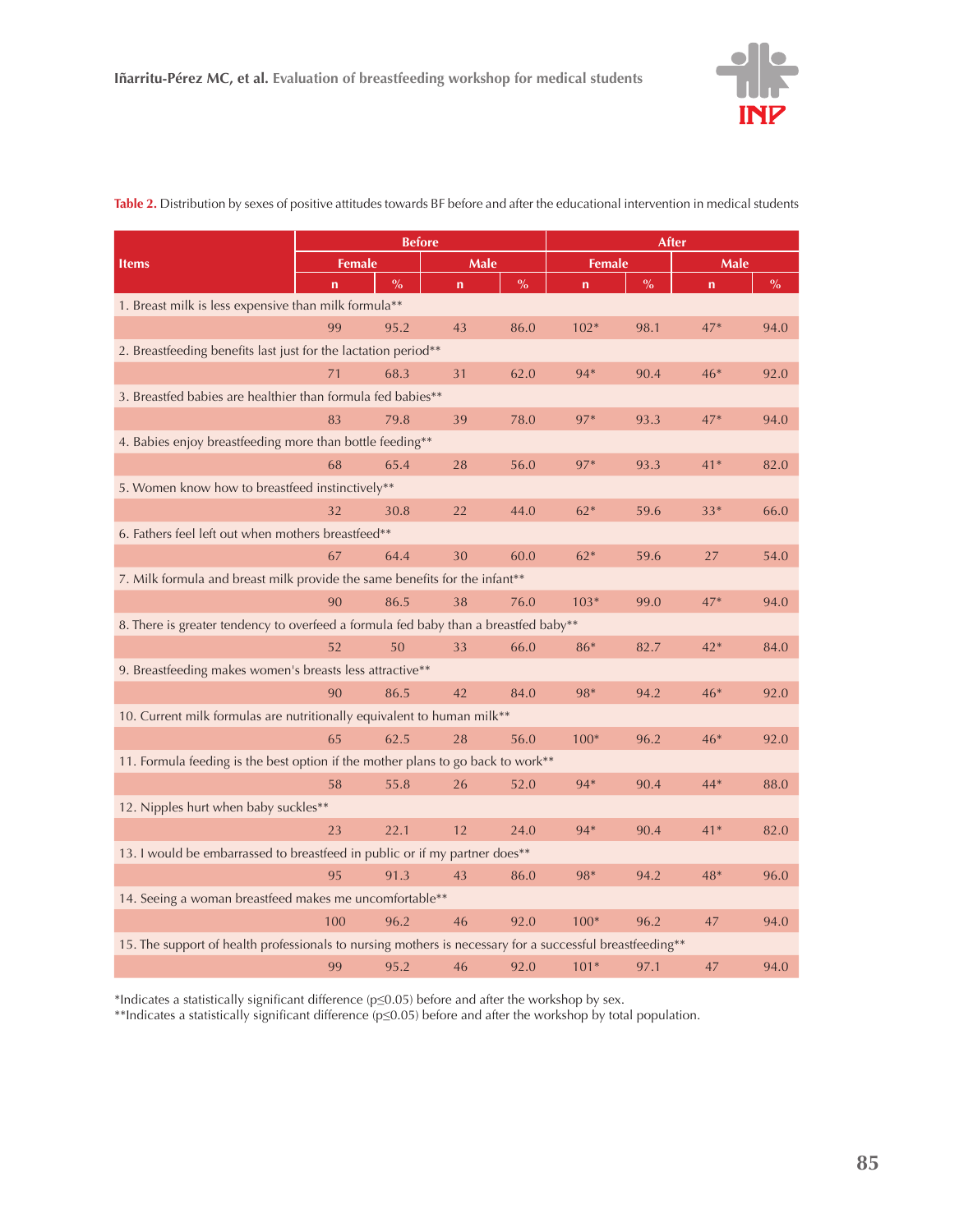**Table 2.** Distribution by sexes of positive attitudes towards BF before and after the educational intervention in medical students

| Items | Before | | | | After | | | |
|---|---|---|---|---|---|---|---|---|
| | Female | | Male | | Female | | Male | |
| | n | % | n | % | n | % | n | % |
| 1. Breast milk is less expensive than milk formula** | | | | | | | | |
| | 99 | 95.2 | 43 | 86.0 | 102* | 98.1 | 47* | 94.0 |
| 2. Breastfeeding benefits last just for the lactation period** | | | | | | | | |
| | 71 | 68.3 | 31 | 62.0 | 94* | 90.4 | 46* | 92.0 |
| 3. Breastfed babies are healthier than formula fed babies** | | | | | | | | |
| | 83 | 79.8 | 39 | 78.0 | 97* | 93.3 | 47* | 94.0 |
| 4. Babies enjoy breastfeeding more than bottle feeding** | | | | | | | | |
| | 68 | 65.4 | 28 | 56.0 | 97* | 93.3 | 41* | 82.0 |
| 5. Women know how to breastfeed instinctively** | | | | | | | | |
| | 32 | 30.8 | 22 | 44.0 | 62* | 59.6 | 33* | 66.0 |
| 6. Fathers feel left out when mothers breastfeed** | | | | | | | | |
| | 67 | 64.4 | 30 | 60.0 | 62* | 59.6 | 27 | 54.0 |
| 7. Milk formula and breast milk provide the same benefits for the infant** | | | | | | | | |
| | 90 | 86.5 | 38 | 76.0 | 103* | 99.0 | 47* | 94.0 |
| 8. There is greater tendency to overfeed a formula fed baby than a breastfed baby** | | | | | | | | |
| | 52 | 50 | 33 | 66.0 | 86* | 82.7 | 42* | 84.0 |
| 9. Breastfeeding makes women's breasts less attractive** | | | | | | | | |
| | 90 | 86.5 | 42 | 84.0 | 98* | 94.2 | 46* | 92.0 |
| 10. Current milk formulas are nutritionally equivalent to human milk** | | | | | | | | |
| | 65 | 62.5 | 28 | 56.0 | 100* | 96.2 | 46* | 92.0 |
| 11. Formula feeding is the best option if the mother plans to go back to work** | | | | | | | | |
| | 58 | 55.8 | 26 | 52.0 | 94* | 90.4 | 44* | 88.0 |
| 12. Nipples hurt when baby suckles** | | | | | | | | |
| | 23 | 22.1 | 12 | 24.0 | 94* | 90.4 | 41* | 82.0 |
| 13. I would be embarrassed to breastfeed in public or if my partner does** | | | | | | | | |
| | 95 | 91.3 | 43 | 86.0 | 98* | 94.2 | 48* | 96.0 |
| 14. Seeing a woman breastfeed makes me uncomfortable** | | | | | | | | |
| | 100 | 96.2 | 46 | 92.0 | 100* | 96.2 | 47 | 94.0 |
| 15. The support of health professionals to nursing mothers is necessary for a successful breastfeeding** | | | | | | | | |
| | 99 | 95.2 | 46 | 92.0 | 101* | 97.1 | 47 | 94.0 |

*Indicates a statistically significant difference ($p \leq 0.05$) before and after the workshop by sex.
**Indicates a statistically significant difference ($p \leq 0.05$) before and after the workshop by total population.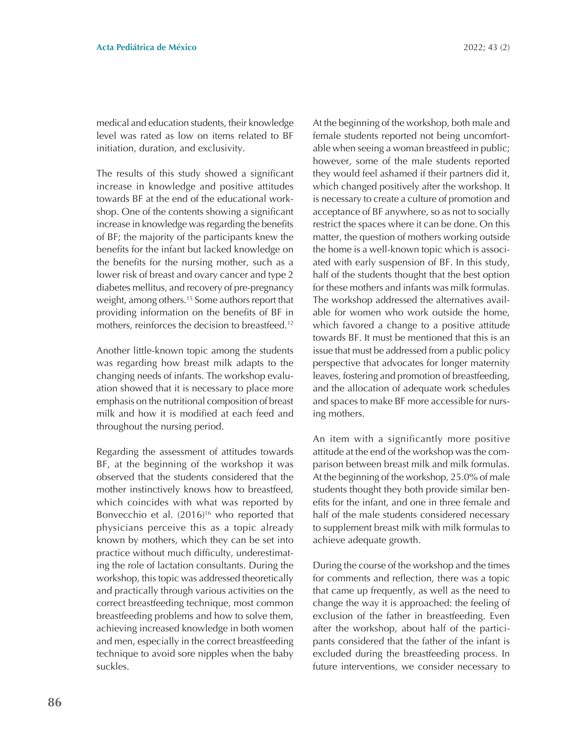medical and education students, their knowledge level was rated as low on items related to BF initiation, duration, and exclusivity.

The results of this study showed a significant increase in knowledge and positive attitudes towards BF at the end of the educational workshop. One of the contents showing a significant increase in knowledge was regarding the benefits of BF; the majority of the participants knew the benefits for the infant but lacked knowledge on the benefits for the nursing mother, such as a lower risk of breast and ovary cancer and type 2 diabetes mellitus, and recovery of pre-pregnancy weight, among others.[15] Some authors report that providing information on the benefits of BF in mothers, reinforces the decision to breastfeed.[12]

Another little-known topic among the students was regarding how breast milk adapts to the changing needs of infants. The workshop evaluation showed that it is necessary to place more emphasis on the nutritional composition of breast milk and how it is modified at each feed and throughout the nursing period.

Regarding the assessment of attitudes towards BF, at the beginning of the workshop it was observed that the students considered that the mother instinctively knows how to breastfeed, which coincides with what was reported by Bonvecchio et al. (2016)[16] who reported that physicians perceive this as a topic already known by mothers, which they can be set into practice without much difficulty, underestimating the role of lactation consultants. During the workshop, this topic was addressed theoretically and practically through various activities on the correct breastfeeding technique, most common breastfeeding problems and how to solve them, achieving increased knowledge in both women and men, especially in the correct breastfeeding technique to avoid sore nipples when the baby suckles.

At the beginning of the workshop, both male and female students reported not being uncomfortable when seeing a woman breastfeed in public; however, some of the male students reported they would feel ashamed if their partners did it, which changed positively after the workshop. It is necessary to create a culture of promotion and acceptance of BF anywhere, so as not to socially restrict the spaces where it can be done. On this matter, the question of mothers working outside the home is a well-known topic which is associated with early suspension of BF. In this study, half of the students thought that the best option for these mothers and infants was milk formulas. The workshop addressed the alternatives available for women who work outside the home, which favored a change to a positive attitude towards BF. It must be mentioned that this is an issue that must be addressed from a public policy perspective that advocates for longer maternity leaves, fostering and promotion of breastfeeding, and the allocation of adequate work schedules and spaces to make BF more accessible for nursing mothers.

An item with a significantly more positive attitude at the end of the workshop was the comparison between breast milk and milk formulas. At the beginning of the workshop, 25.0% of male students thought they both provide similar benefits for the infant, and one in three female and half of the male students considered necessary to supplement breast milk with milk formulas to achieve adequate growth.

During the course of the workshop and the times for comments and reflection, there was a topic that came up frequently, as well as the need to change the way it is approached: the feeling of exclusion of the father in breastfeeding. Even after the workshop, about half of the participants considered that the father of the infant is excluded during the breastfeeding process. In future interventions, we consider necessary to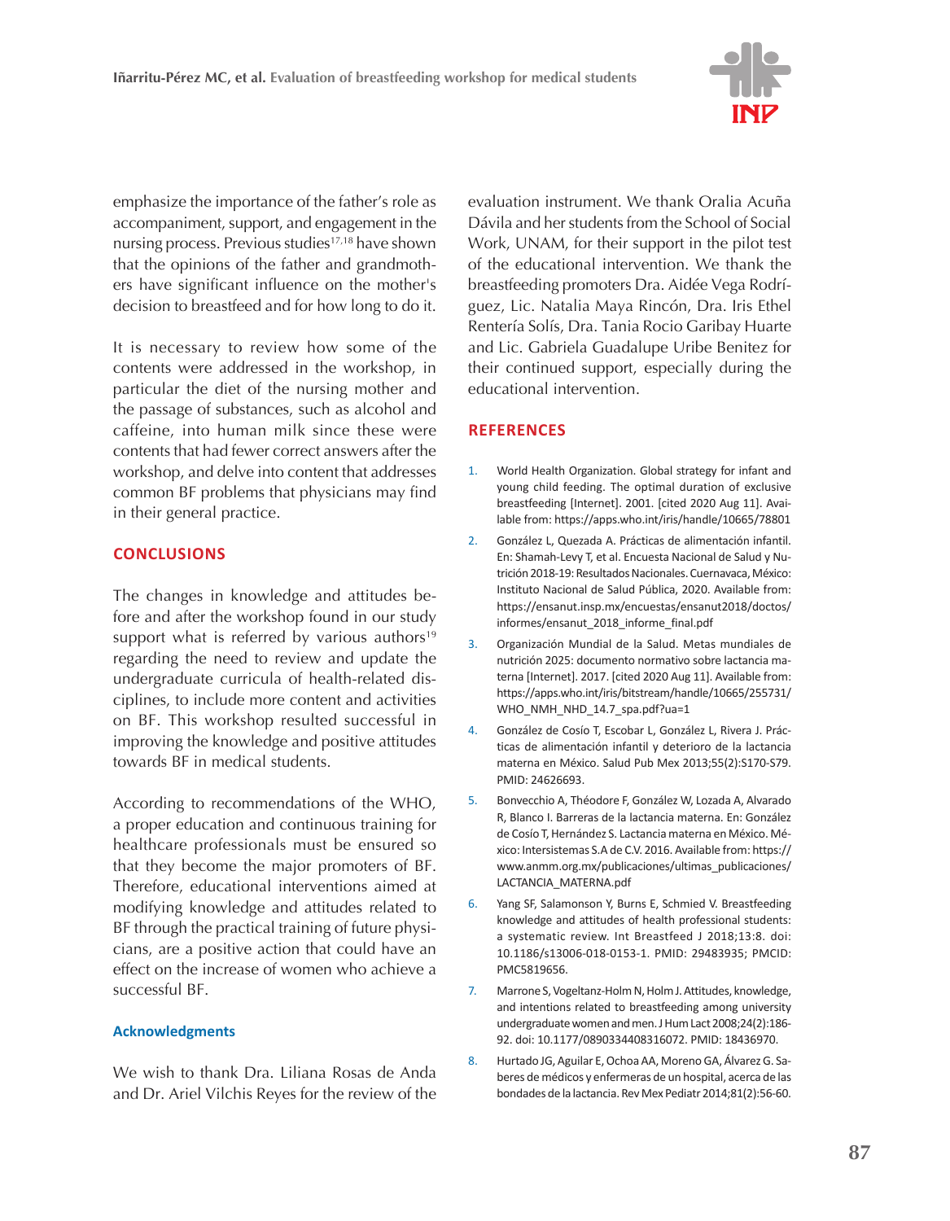emphasize the importance of the father's role as accompaniment, support, and engagement in the nursing process. Previous studies[17,18] have shown that the opinions of the father and grandmothers have significant influence on the mother's decision to breastfeed and for how long to do it.

It is necessary to review how some of the contents were addressed in the workshop, in particular the diet of the nursing mother and the passage of substances, such as alcohol and caffeine, into human milk since these were contents that had fewer correct answers after the workshop, and delve into content that addresses common BF problems that physicians may find in their general practice.

## CONCLUSIONS

The changes in knowledge and attitudes before and after the workshop found in our study support what is referred by various authors[19] regarding the need to review and update the undergraduate curricula of health-related disciplines, to include more content and activities on BF. This workshop resulted successful in improving the knowledge and positive attitudes towards BF in medical students.

According to recommendations of the WHO, a proper education and continuous training for healthcare professionals must be ensured so that they become the major promoters of BF. Therefore, educational interventions aimed at modifying knowledge and attitudes related to BF through the practical training of future physicians, are a positive action that could have an effect on the increase of women who achieve a successful BF.

### Acknowledgments

We wish to thank Dra. Liliana Rosas de Anda and Dr. Ariel Vilchis Reyes for the review of the evaluation instrument. We thank Oralia Acuña Dávila and her students from the School of Social Work, UNAM, for their support in the pilot test of the educational intervention. We thank the breastfeeding promoters Dra. Aidée Vega Rodríguez, Lic. Natalia Maya Rincón, Dra. Iris Ethel Rentería Solís, Dra. Tania Rocio Garibay Huarte and Lic. Gabriela Guadalupe Uribe Benitez for their continued support, especially during the educational intervention.

## REFERENCES

1. World Health Organization. Global strategy for infant and young child feeding. The optimal duration of exclusive breastfeeding [Internet]. 2001. [cited 2020 Aug 11]. Available from: https://apps.who.int/iris/handle/10665/78801
2. González L, Quezada A. Prácticas de alimentación infantil. En: Shamah-Levy T, et al. Encuesta Nacional de Salud y Nutrición 2018-19: Resultados Nacionales. Cuernavaca, México: Instituto Nacional de Salud Pública, 2020. Available from: https://ensanut.insp.mx/encuestas/ensanut2018/doctos/informes/ensanut_2018_informe_final.pdf
3. Organización Mundial de la Salud. Metas mundiales de nutrición 2025: documento normativo sobre lactancia materna [Internet]. 2017. [cited 2020 Aug 11]. Available from: https://apps.who.int/iris/bitstream/handle/10665/255731/WHO_NMH_NHD_14.7_spa.pdf?ua=1
4. González de Cosío T, Escobar L, González L, Rivera J. Prácticas de alimentación infantil y deterioro de la lactancia materna en México. Salud Pub Mex 2013;55(2):S170-S79. PMID: 24626693.
5. Bonvecchio A, Théodore F, González W, Lozada A, Alvarado R, Blanco I. Barreras de la lactancia materna. En: González de Cosío T, Hernández S. Lactancia materna en México. México: Intersistemas S.A de C.V. 2016. Available from: https://www.anmm.org.mx/publicaciones/ultimas_publicaciones/LACTANCIA_MATERNA.pdf
6. Yang SF, Salamonson Y, Burns E, Schmied V. Breastfeeding knowledge and attitudes of health professional students: a systematic review. Int Breastfeed J 2018;13:8. doi: 10.1186/s13006-018-0153-1. PMID: 29483935; PMCID: PMC5819656.
7. Marrone S, Vogeltanz-Holm N, Holm J. Attitudes, knowledge, and intentions related to breastfeeding among university undergraduate women and men. J Hum Lact 2008;24(2):186-92. doi: 10.1177/0890334408316072. PMID: 18436970.
8. Hurtado JG, Aguilar E, Ochoa AA, Moreno GA, Álvarez G. Saberes de médicos y enfermeras de un hospital, acerca de las bondades de la lactancia. Rev Mex Pediatr 2014;81(2):56-60.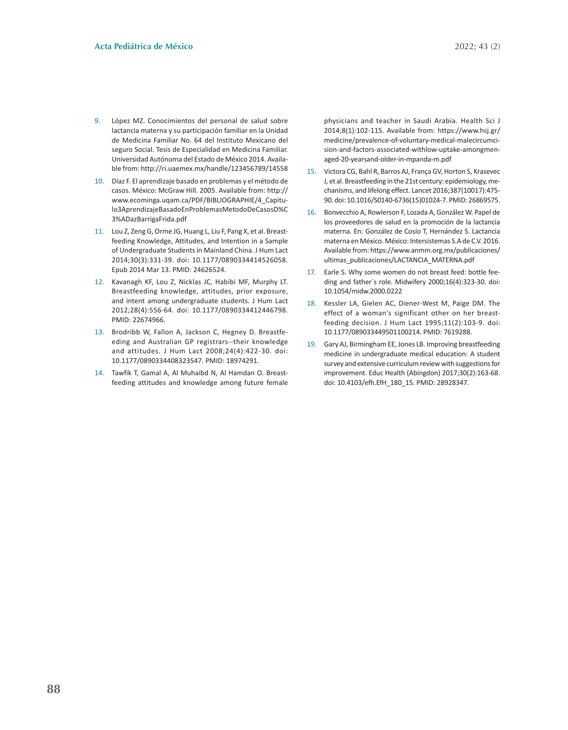9. López MZ. Conocimientos del personal de salud sobre lactancia materna y su participación familiar en la Unidad de Medicina Familiar No. 64 del Instituto Mexicano del seguro Social. Tesis de Especialidad en Medicina Familiar. Universidad Autónoma del Estado de México 2014. Available from: http://ri.uaemex.mx/handle/123456789/14558
10. Díaz F. El aprendizaje basado en problemas y el método de casos. México: McGraw Hill. 2005. Available from: http://www.ecominga.uqam.ca/PDF/BIBLIOGRAPHIE/4_Capitulo3AprendizajeBasadoEnProblemasMetodoDeCasosD%C3%ADazBarrigaFrida.pdf
11. Lou Z, Zeng G, Orme JG, Huang L, Liu F, Pang X, et al. Breastfeeding Knowledge, Attitudes, and Intention in a Sample of Undergraduate Students in Mainland China. J Hum Lact 2014;30(3):331-39. doi: 10.1177/0890334414526058. Epub 2014 Mar 13. PMID: 24626524.
12. Kavanagh KF, Lou Z, Nicklas JC, Habibi MF, Murphy LT. Breastfeeding knowledge, attitudes, prior exposure, and intent among undergraduate students. J Hum Lact 2012;28(4):556-64. doi: 10.1177/0890334412446798. PMID: 22674966.
13. Brodribb W, Fallon A, Jackson C, Hegney D. Breastfeeding and Australian GP registrars--their knowledge and attitudes. J Hum Lact 2008;24(4):422-30. doi: 10.1177/0890334408323547. PMID: 18974291.
14. Tawfik T, Gamal A, Al Muhaibd N, Al Hamdan O. Breastfeeding attitudes and knowledge among future female physicians and teacher in Saudi Arabia. Health Sci J 2014;8(1):102-115. Available from: https://www.hsj.gr/medicine/prevalence-of-voluntary-medical-malecircumcision-and-factors-associated-withlow-uptake-amongmenaged-20-yearsand-older-in-mpanda-m.pdf
15. Victora CG, Bahl R, Barros AJ, França GV, Horton S, Krasevec J, et al. Breastfeeding in the 21st century: epidemiology, mechanisms, and lifelong effect. Lancet 2016;387(10017):475-90. doi: 10.1016/S0140-6736(15)01024-7. PMID: 26869575.
16. Bonvecchio A, Rowlerson F, Lozada A, González W. Papel de los proveedores de salud en la promoción de la lactancia materna. En: González de Cosío T, Hernández S. Lactancia materna en México. México: Intersistemas S.A de C.V. 2016. Available from: https://www.anmm.org.mx/publicaciones/ultimas_publicaciones/LACTANCIA_MATERNA.pdf
17. Earle S. Why some women do not breast feed: bottle feeding and father´s role. Midwifery 2000;16(4):323-30. doi: 10.1054/midw.2000.0222
18. Kessler LA, Gielen AC, Diener-West M, Paige DM. The effect of a woman's significant other on her breastfeeding decision. J Hum Lact 1995;11(2):103-9. doi: 10.1177/089033449501100214. PMID: 7619288.
19. Gary AJ, Birmingham EE, Jones LB. Improving breastfeeding medicine in undergraduate medical education: A student survey and extensive curriculum review with suggestions for improvement. Educ Health (Abingdon) 2017;30(2):163-68. doi: 10.4103/efh.EfH_180_15. PMID: 28928347.